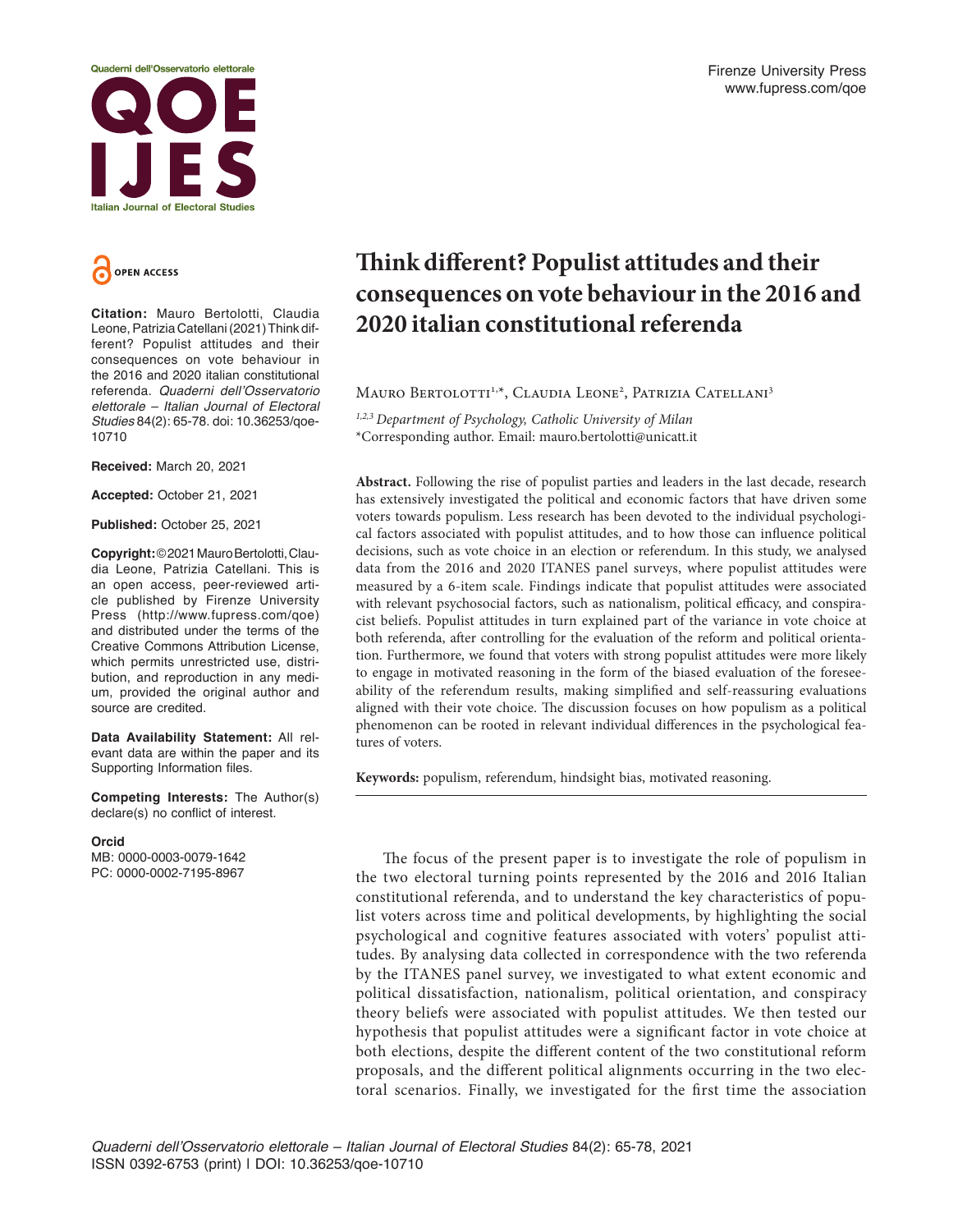Quaderni dell'Osservatorio elettorale

# QOE IJES

Italian Journal of Electoral Studies

Firenze University Press
www.fupress.com/qoe

OPEN ACCESS

**Citation:** Mauro Bertolotti, Claudia Leone, Patrizia Catellani (2021) Think different? Populist attitudes and their consequences on vote behaviour in the 2016 and 2020 italian constitutional referenda. *Quaderni dell'Osservatorio elettorale – Italian Journal of Electoral Studies* 84(2): 65-78. doi: 10.36253/qoe-10710

**Received:** March 20, 2021

**Accepted:** October 21, 2021

**Published:** October 25, 2021

**Copyright:** © 2021 Mauro Bertolotti, Claudia Leone, Patrizia Catellani. This is an open access, peer-reviewed article published by Firenze University Press (http://www.fupress.com/qoe) and distributed under the terms of the Creative Commons Attribution License, which permits unrestricted use, distribution, and reproduction in any medium, provided the original author and source are credited.

**Data Availability Statement:** All relevant data are within the paper and its Supporting Information files.

**Competing Interests:** The Author(s) declare(s) no conflict of interest.

**Orcid**
MB: 0000-0003-0079-1642
PC: 0000-0002-7195-8967

# Think different? Populist attitudes and their consequences on vote behaviour in the 2016 and 2020 italian constitutional referenda

Mauro Bertolotti[1,*], Claudia Leone[2], Patrizia Catellani[3]

[1,2,3] *Department of Psychology, Catholic University of Milan*
*Corresponding author. Email: mauro.bertolotti@unicatt.it

**Abstract.** Following the rise of populist parties and leaders in the last decade, research has extensively investigated the political and economic factors that have driven some voters towards populism. Less research has been devoted to the individual psychological factors associated with populist attitudes, and to how those can influence political decisions, such as vote choice in an election or referendum. In this study, we analysed data from the 2016 and 2020 ITANES panel surveys, where populist attitudes were measured by a 6-item scale. Findings indicate that populist attitudes were associated with relevant psychosocial factors, such as nationalism, political efficacy, and conspiracist beliefs. Populist attitudes in turn explained part of the variance in vote choice at both referenda, after controlling for the evaluation of the reform and political orientation. Furthermore, we found that voters with strong populist attitudes were more likely to engage in motivated reasoning in the form of the biased evaluation of the foreseeability of the referendum results, making simplified and self-reassuring evaluations aligned with their vote choice. The discussion focuses on how populism as a political phenomenon can be rooted in relevant individual differences in the psychological features of voters.

**Keywords:** populism, referendum, hindsight bias, motivated reasoning.

The focus of the present paper is to investigate the role of populism in the two electoral turning points represented by the 2016 and 2016 Italian constitutional referenda, and to understand the key characteristics of populist voters across time and political developments, by highlighting the social psychological and cognitive features associated with voters' populist attitudes. By analysing data collected in correspondence with the two referenda by the ITANES panel survey, we investigated to what extent economic and political dissatisfaction, nationalism, political orientation, and conspiracy theory beliefs were associated with populist attitudes. We then tested our hypothesis that populist attitudes were a significant factor in vote choice at both elections, despite the different content of the two constitutional reform proposals, and the different political alignments occurring in the two electoral scenarios. Finally, we investigated for the first time the association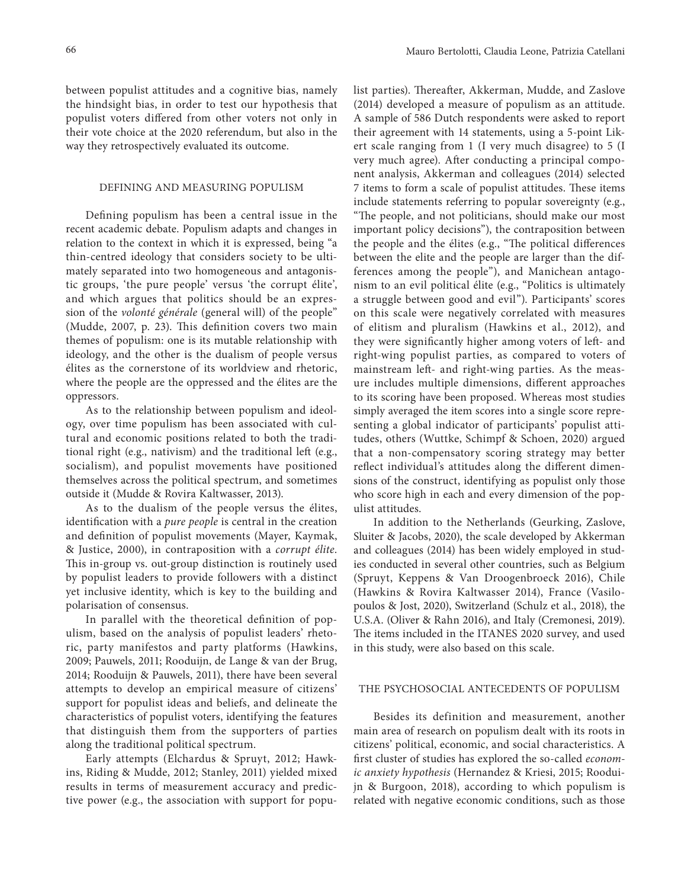between populist attitudes and a cognitive bias, namely the hindsight bias, in order to test our hypothesis that populist voters differed from other voters not only in their vote choice at the 2020 referendum, but also in the way they retrospectively evaluated its outcome.

## DEFINING AND MEASURING POPULISM

Defining populism has been a central issue in the recent academic debate. Populism adapts and changes in relation to the context in which it is expressed, being "a thin-centred ideology that considers society to be ultimately separated into two homogeneous and antagonistic groups, 'the pure people' versus 'the corrupt élite', and which argues that politics should be an expression of the *volonté générale* (general will) of the people" (Mudde, 2007, p. 23). This definition covers two main themes of populism: one is its mutable relationship with ideology, and the other is the dualism of people versus élites as the cornerstone of its worldview and rhetoric, where the people are the oppressed and the élites are the oppressors.

As to the relationship between populism and ideology, over time populism has been associated with cultural and economic positions related to both the traditional right (e.g., nativism) and the traditional left (e.g., socialism), and populist movements have positioned themselves across the political spectrum, and sometimes outside it (Mudde & Rovira Kaltwasser, 2013).

As to the dualism of the people versus the élites, identification with a *pure people* is central in the creation and definition of populist movements (Mayer, Kaymak, & Justice, 2000), in contraposition with a *corrupt élite*. This in-group vs. out-group distinction is routinely used by populist leaders to provide followers with a distinct yet inclusive identity, which is key to the building and polarisation of consensus.

In parallel with the theoretical definition of populism, based on the analysis of populist leaders' rhetoric, party manifestos and party platforms (Hawkins, 2009; Pauwels, 2011; Rooduijn, de Lange & van der Brug, 2014; Rooduijn & Pauwels, 2011), there have been several attempts to develop an empirical measure of citizens' support for populist ideas and beliefs, and delineate the characteristics of populist voters, identifying the features that distinguish them from the supporters of parties along the traditional political spectrum.

Early attempts (Elchardus & Spruyt, 2012; Hawkins, Riding & Mudde, 2012; Stanley, 2011) yielded mixed results in terms of measurement accuracy and predictive power (e.g., the association with support for populist parties). Thereafter, Akkerman, Mudde, and Zaslove (2014) developed a measure of populism as an attitude. A sample of 586 Dutch respondents were asked to report their agreement with 14 statements, using a 5-point Likert scale ranging from 1 (I very much disagree) to 5 (I very much agree). After conducting a principal component analysis, Akkerman and colleagues (2014) selected 7 items to form a scale of populist attitudes. These items include statements referring to popular sovereignty (e.g., "The people, and not politicians, should make our most important policy decisions"), the contraposition between the people and the élites (e.g., "The political differences between the elite and the people are larger than the differences among the people"), and Manichean antagonism to an evil political élite (e.g., "Politics is ultimately a struggle between good and evil"). Participants' scores on this scale were negatively correlated with measures of elitism and pluralism (Hawkins et al., 2012), and they were significantly higher among voters of left- and right-wing populist parties, as compared to voters of mainstream left- and right-wing parties. As the measure includes multiple dimensions, different approaches to its scoring have been proposed. Whereas most studies simply averaged the item scores into a single score representing a global indicator of participants' populist attitudes, others (Wuttke, Schimpf & Schoen, 2020) argued that a non-compensatory scoring strategy may better reflect individual's attitudes along the different dimensions of the construct, identifying as populist only those who score high in each and every dimension of the populist attitudes.

In addition to the Netherlands (Geurking, Zaslove, Sluiter & Jacobs, 2020), the scale developed by Akkerman and colleagues (2014) has been widely employed in studies conducted in several other countries, such as Belgium (Spruyt, Keppens & Van Droogenbroeck 2016), Chile (Hawkins & Rovira Kaltwasser 2014), France (Vasilopoulos & Jost, 2020), Switzerland (Schulz et al., 2018), the U.S.A. (Oliver & Rahn 2016), and Italy (Cremonesi, 2019). The items included in the ITANES 2020 survey, and used in this study, were also based on this scale.

## THE PSYCHOSOCIAL ANTECEDENTS OF POPULISM

Besides its definition and measurement, another main area of research on populism dealt with its roots in citizens' political, economic, and social characteristics. A first cluster of studies has explored the so-called *economic anxiety hypothesis* (Hernandez & Kriesi, 2015; Rooduijn & Burgoon, 2018), according to which populism is related with negative economic conditions, such as those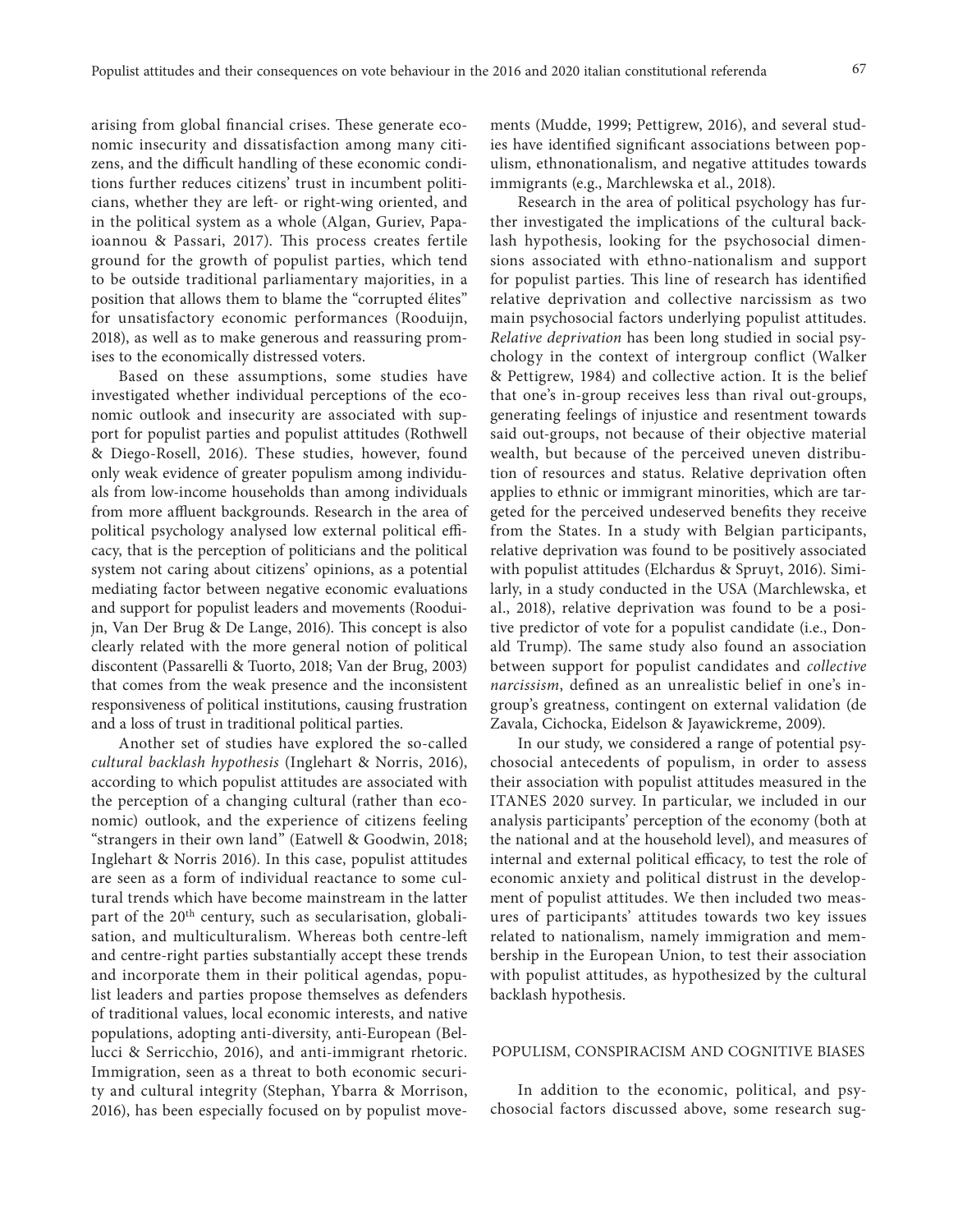arising from global financial crises. These generate economic insecurity and dissatisfaction among many citizens, and the difficult handling of these economic conditions further reduces citizens' trust in incumbent politicians, whether they are left- or right-wing oriented, and in the political system as a whole (Algan, Guriev, Papaioannou & Passari, 2017). This process creates fertile ground for the growth of populist parties, which tend to be outside traditional parliamentary majorities, in a position that allows them to blame the "corrupted élites" for unsatisfactory economic performances (Rooduijn, 2018), as well as to make generous and reassuring promises to the economically distressed voters.

Based on these assumptions, some studies have investigated whether individual perceptions of the economic outlook and insecurity are associated with support for populist parties and populist attitudes (Rothwell & Diego-Rosell, 2016). These studies, however, found only weak evidence of greater populism among individuals from low-income households than among individuals from more affluent backgrounds. Research in the area of political psychology analysed low external political efficacy, that is the perception of politicians and the political system not caring about citizens' opinions, as a potential mediating factor between negative economic evaluations and support for populist leaders and movements (Rooduijn, Van Der Brug & De Lange, 2016). This concept is also clearly related with the more general notion of political discontent (Passarelli & Tuorto, 2018; Van der Brug, 2003) that comes from the weak presence and the inconsistent responsiveness of political institutions, causing frustration and a loss of trust in traditional political parties.

Another set of studies have explored the so-called *cultural backlash hypothesis* (Inglehart & Norris, 2016), according to which populist attitudes are associated with the perception of a changing cultural (rather than economic) outlook, and the experience of citizens feeling "strangers in their own land" (Eatwell & Goodwin, 2018; Inglehart & Norris 2016). In this case, populist attitudes are seen as a form of individual reactance to some cultural trends which have become mainstream in the latter part of the 20th century, such as secularisation, globalisation, and multiculturalism. Whereas both centre-left and centre-right parties substantially accept these trends and incorporate them in their political agendas, populist leaders and parties propose themselves as defenders of traditional values, local economic interests, and native populations, adopting anti-diversity, anti-European (Bellucci & Serricchio, 2016), and anti-immigrant rhetoric. Immigration, seen as a threat to both economic security and cultural integrity (Stephan, Ybarra & Morrison, 2016), has been especially focused on by populist movements (Mudde, 1999; Pettigrew, 2016), and several studies have identified significant associations between populism, ethnonationalism, and negative attitudes towards immigrants (e.g., Marchlewska et al., 2018).

Research in the area of political psychology has further investigated the implications of the cultural backlash hypothesis, looking for the psychosocial dimensions associated with ethno-nationalism and support for populist parties. This line of research has identified relative deprivation and collective narcissism as two main psychosocial factors underlying populist attitudes. *Relative deprivation* has been long studied in social psychology in the context of intergroup conflict (Walker & Pettigrew, 1984) and collective action. It is the belief that one's in-group receives less than rival out-groups, generating feelings of injustice and resentment towards said out-groups, not because of their objective material wealth, but because of the perceived uneven distribution of resources and status. Relative deprivation often applies to ethnic or immigrant minorities, which are targeted for the perceived undeserved benefits they receive from the States. In a study with Belgian participants, relative deprivation was found to be positively associated with populist attitudes (Elchardus & Spruyt, 2016). Similarly, in a study conducted in the USA (Marchlewska, et al., 2018), relative deprivation was found to be a positive predictor of vote for a populist candidate (i.e., Donald Trump). The same study also found an association between support for populist candidates and *collective narcissism*, defined as an unrealistic belief in one's in-group's greatness, contingent on external validation (de Zavala, Cichocka, Eidelson & Jayawickreme, 2009).

In our study, we considered a range of potential psychosocial antecedents of populism, in order to assess their association with populist attitudes measured in the ITANES 2020 survey. In particular, we included in our analysis participants' perception of the economy (both at the national and at the household level), and measures of internal and external political efficacy, to test the role of economic anxiety and political distrust in the development of populist attitudes. We then included two measures of participants' attitudes towards two key issues related to nationalism, namely immigration and membership in the European Union, to test their association with populist attitudes, as hypothesized by the cultural backlash hypothesis.

## POPULISM, CONSPIRACISM AND COGNITIVE BIASES

In addition to the economic, political, and psychosocial factors discussed above, some research sug-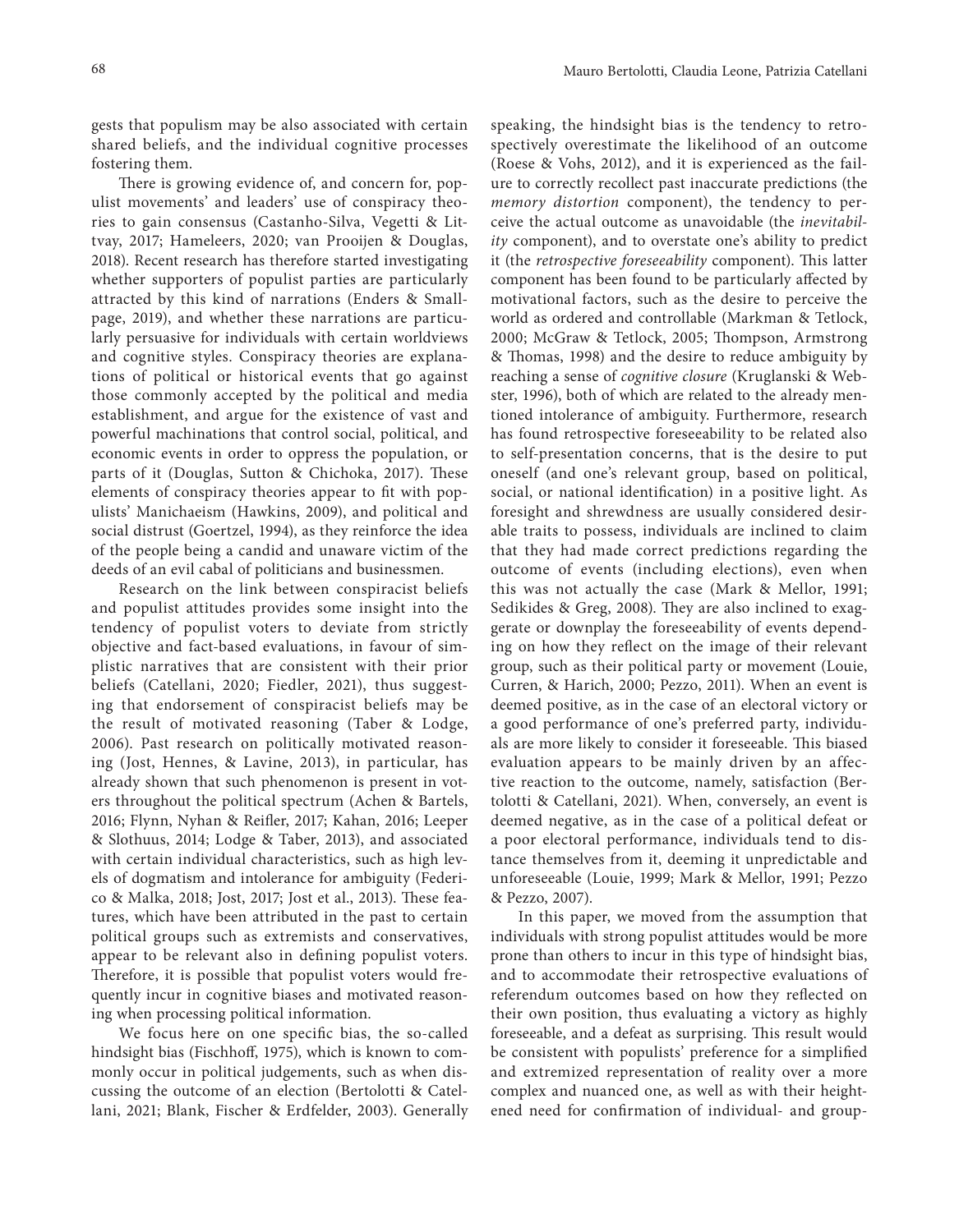gests that populism may be also associated with certain shared beliefs, and the individual cognitive processes fostering them.

There is growing evidence of, and concern for, populist movements' and leaders' use of conspiracy theories to gain consensus (Castanho-Silva, Vegetti & Littvay, 2017; Hameleers, 2020; van Prooijen & Douglas, 2018). Recent research has therefore started investigating whether supporters of populist parties are particularly attracted by this kind of narrations (Enders & Smallpage, 2019), and whether these narrations are particularly persuasive for individuals with certain worldviews and cognitive styles. Conspiracy theories are explanations of political or historical events that go against those commonly accepted by the political and media establishment, and argue for the existence of vast and powerful machinations that control social, political, and economic events in order to oppress the population, or parts of it (Douglas, Sutton & Chichoka, 2017). These elements of conspiracy theories appear to fit with populists' Manichaeism (Hawkins, 2009), and political and social distrust (Goertzel, 1994), as they reinforce the idea of the people being a candid and unaware victim of the deeds of an evil cabal of politicians and businessmen.

Research on the link between conspiracist beliefs and populist attitudes provides some insight into the tendency of populist voters to deviate from strictly objective and fact-based evaluations, in favour of simplistic narratives that are consistent with their prior beliefs (Catellani, 2020; Fiedler, 2021), thus suggesting that endorsement of conspiracist beliefs may be the result of motivated reasoning (Taber & Lodge, 2006). Past research on politically motivated reasoning (Jost, Hennes, & Lavine, 2013), in particular, has already shown that such phenomenon is present in voters throughout the political spectrum (Achen & Bartels, 2016; Flynn, Nyhan & Reifler, 2017; Kahan, 2016; Leeper & Slothuus, 2014; Lodge & Taber, 2013), and associated with certain individual characteristics, such as high levels of dogmatism and intolerance for ambiguity (Federico & Malka, 2018; Jost, 2017; Jost et al., 2013). These features, which have been attributed in the past to certain political groups such as extremists and conservatives, appear to be relevant also in defining populist voters. Therefore, it is possible that populist voters would frequently incur in cognitive biases and motivated reasoning when processing political information.

We focus here on one specific bias, the so-called hindsight bias (Fischhoff, 1975), which is known to commonly occur in political judgements, such as when discussing the outcome of an election (Bertolotti & Catellani, 2021; Blank, Fischer & Erdfelder, 2003). Generally speaking, the hindsight bias is the tendency to retrospectively overestimate the likelihood of an outcome (Roese & Vohs, 2012), and it is experienced as the failure to correctly recollect past inaccurate predictions (the *memory distortion* component), the tendency to perceive the actual outcome as unavoidable (the *inevitability* component), and to overstate one's ability to predict it (the *retrospective foreseeability* component). This latter component has been found to be particularly affected by motivational factors, such as the desire to perceive the world as ordered and controllable (Markman & Tetlock, 2000; McGraw & Tetlock, 2005; Thompson, Armstrong & Thomas, 1998) and the desire to reduce ambiguity by reaching a sense of *cognitive closure* (Kruglanski & Webster, 1996), both of which are related to the already mentioned intolerance of ambiguity. Furthermore, research has found retrospective foreseeability to be related also to self-presentation concerns, that is the desire to put oneself (and one's relevant group, based on political, social, or national identification) in a positive light. As foresight and shrewdness are usually considered desirable traits to possess, individuals are inclined to claim that they had made correct predictions regarding the outcome of events (including elections), even when this was not actually the case (Mark & Mellor, 1991; Sedikides & Greg, 2008). They are also inclined to exaggerate or downplay the foreseeability of events depending on how they reflect on the image of their relevant group, such as their political party or movement (Louie, Curren, & Harich, 2000; Pezzo, 2011). When an event is deemed positive, as in the case of an electoral victory or a good performance of one's preferred party, individuals are more likely to consider it foreseeable. This biased evaluation appears to be mainly driven by an affective reaction to the outcome, namely, satisfaction (Bertolotti & Catellani, 2021). When, conversely, an event is deemed negative, as in the case of a political defeat or a poor electoral performance, individuals tend to distance themselves from it, deeming it unpredictable and unforeseeable (Louie, 1999; Mark & Mellor, 1991; Pezzo & Pezzo, 2007).

In this paper, we moved from the assumption that individuals with strong populist attitudes would be more prone than others to incur in this type of hindsight bias, and to accommodate their retrospective evaluations of referendum outcomes based on how they reflected on their own position, thus evaluating a victory as highly foreseeable, and a defeat as surprising. This result would be consistent with populists' preference for a simplified and extremized representation of reality over a more complex and nuanced one, as well as with their heightened need for confirmation of individual- and group-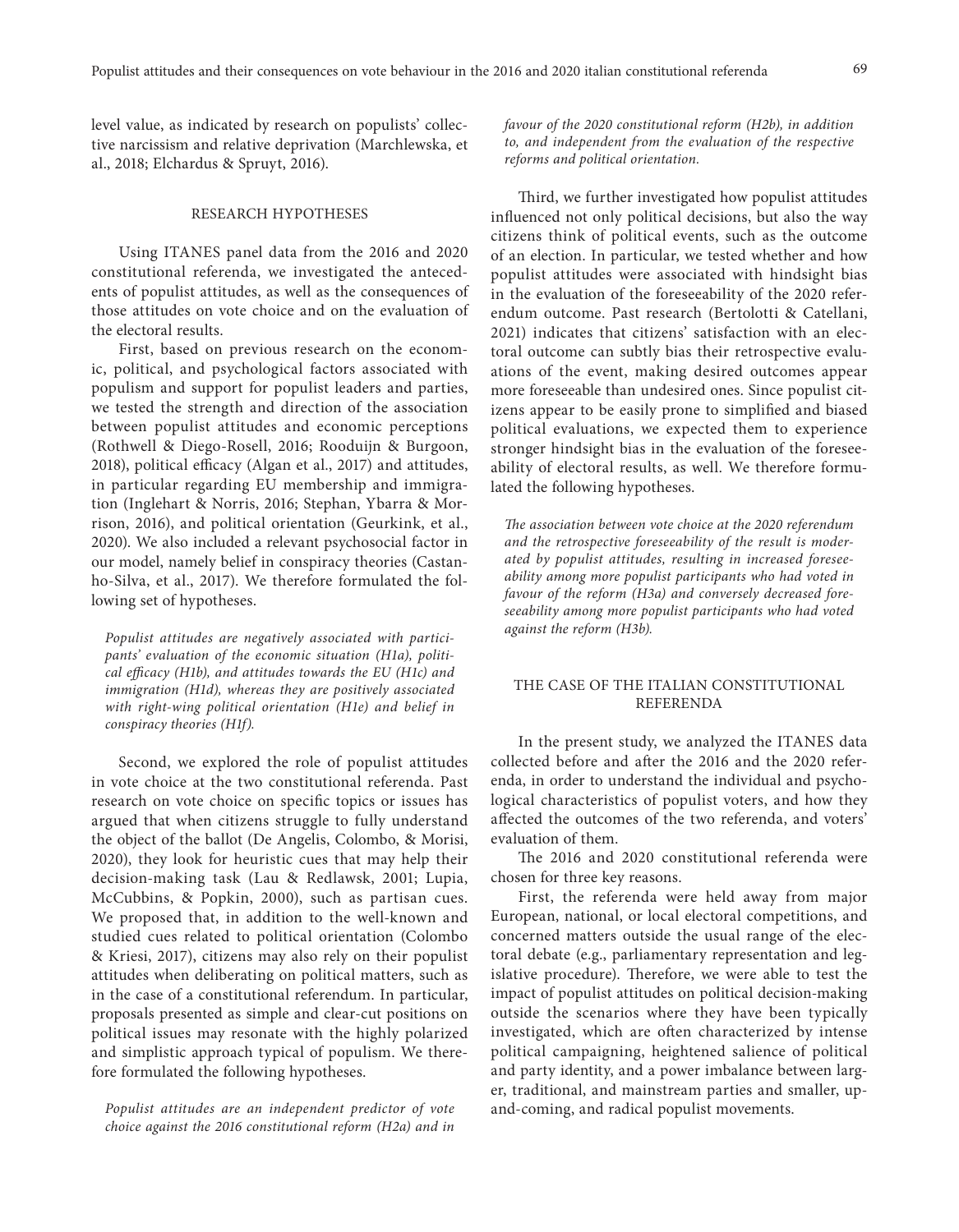level value, as indicated by research on populists' collective narcissism and relative deprivation (Marchlewska, et al., 2018; Elchardus & Spruyt, 2016).

## RESEARCH HYPOTHESES

Using ITANES panel data from the 2016 and 2020 constitutional referenda, we investigated the antecedents of populist attitudes, as well as the consequences of those attitudes on vote choice and on the evaluation of the electoral results.

First, based on previous research on the economic, political, and psychological factors associated with populism and support for populist leaders and parties, we tested the strength and direction of the association between populist attitudes and economic perceptions (Rothwell & Diego-Rosell, 2016; Rooduijn & Burgoon, 2018), political efficacy (Algan et al., 2017) and attitudes, in particular regarding EU membership and immigration (Inglehart & Norris, 2016; Stephan, Ybarra & Morrison, 2016), and political orientation (Geurkink, et al., 2020). We also included a relevant psychosocial factor in our model, namely belief in conspiracy theories (Castanho-Silva, et al., 2017). We therefore formulated the following set of hypotheses.

*Populist attitudes are negatively associated with participants' evaluation of the economic situation (H1a), political efficacy (H1b), and attitudes towards the EU (H1c) and immigration (H1d), whereas they are positively associated with right-wing political orientation (H1e) and belief in conspiracy theories (H1f).*

Second, we explored the role of populist attitudes in vote choice at the two constitutional referenda. Past research on vote choice on specific topics or issues has argued that when citizens struggle to fully understand the object of the ballot (De Angelis, Colombo, & Morisi, 2020), they look for heuristic cues that may help their decision-making task (Lau & Redlawsk, 2001; Lupia, McCubbins, & Popkin, 2000), such as partisan cues. We proposed that, in addition to the well-known and studied cues related to political orientation (Colombo & Kriesi, 2017), citizens may also rely on their populist attitudes when deliberating on political matters, such as in the case of a constitutional referendum. In particular, proposals presented as simple and clear-cut positions on political issues may resonate with the highly polarized and simplistic approach typical of populism. We therefore formulated the following hypotheses.

*Populist attitudes are an independent predictor of vote choice against the 2016 constitutional reform (H2a) and in favour of the 2020 constitutional reform (H2b), in addition to, and independent from the evaluation of the respective reforms and political orientation.*

Third, we further investigated how populist attitudes influenced not only political decisions, but also the way citizens think of political events, such as the outcome of an election. In particular, we tested whether and how populist attitudes were associated with hindsight bias in the evaluation of the foreseeability of the 2020 referendum outcome. Past research (Bertolotti & Catellani, 2021) indicates that citizens' satisfaction with an electoral outcome can subtly bias their retrospective evaluations of the event, making desired outcomes appear more foreseeable than undesired ones. Since populist citizens appear to be easily prone to simplified and biased political evaluations, we expected them to experience stronger hindsight bias in the evaluation of the foreseeability of electoral results, as well. We therefore formulated the following hypotheses.

*The association between vote choice at the 2020 referendum and the retrospective foreseeability of the result is moderated by populist attitudes, resulting in increased foreseeability among more populist participants who had voted in favour of the reform (H3a) and conversely decreased foreseeability among more populist participants who had voted against the reform (H3b).*

## THE CASE OF THE ITALIAN CONSTITUTIONAL REFERENDA

In the present study, we analyzed the ITANES data collected before and after the 2016 and the 2020 referenda, in order to understand the individual and psychological characteristics of populist voters, and how they affected the outcomes of the two referenda, and voters' evaluation of them.

The 2016 and 2020 constitutional referenda were chosen for three key reasons.

First, the referenda were held away from major European, national, or local electoral competitions, and concerned matters outside the usual range of the electoral debate (e.g., parliamentary representation and legislative procedure). Therefore, we were able to test the impact of populist attitudes on political decision-making outside the scenarios where they have been typically investigated, which are often characterized by intense political campaigning, heightened salience of political and party identity, and a power imbalance between larger, traditional, and mainstream parties and smaller, up-and-coming, and radical populist movements.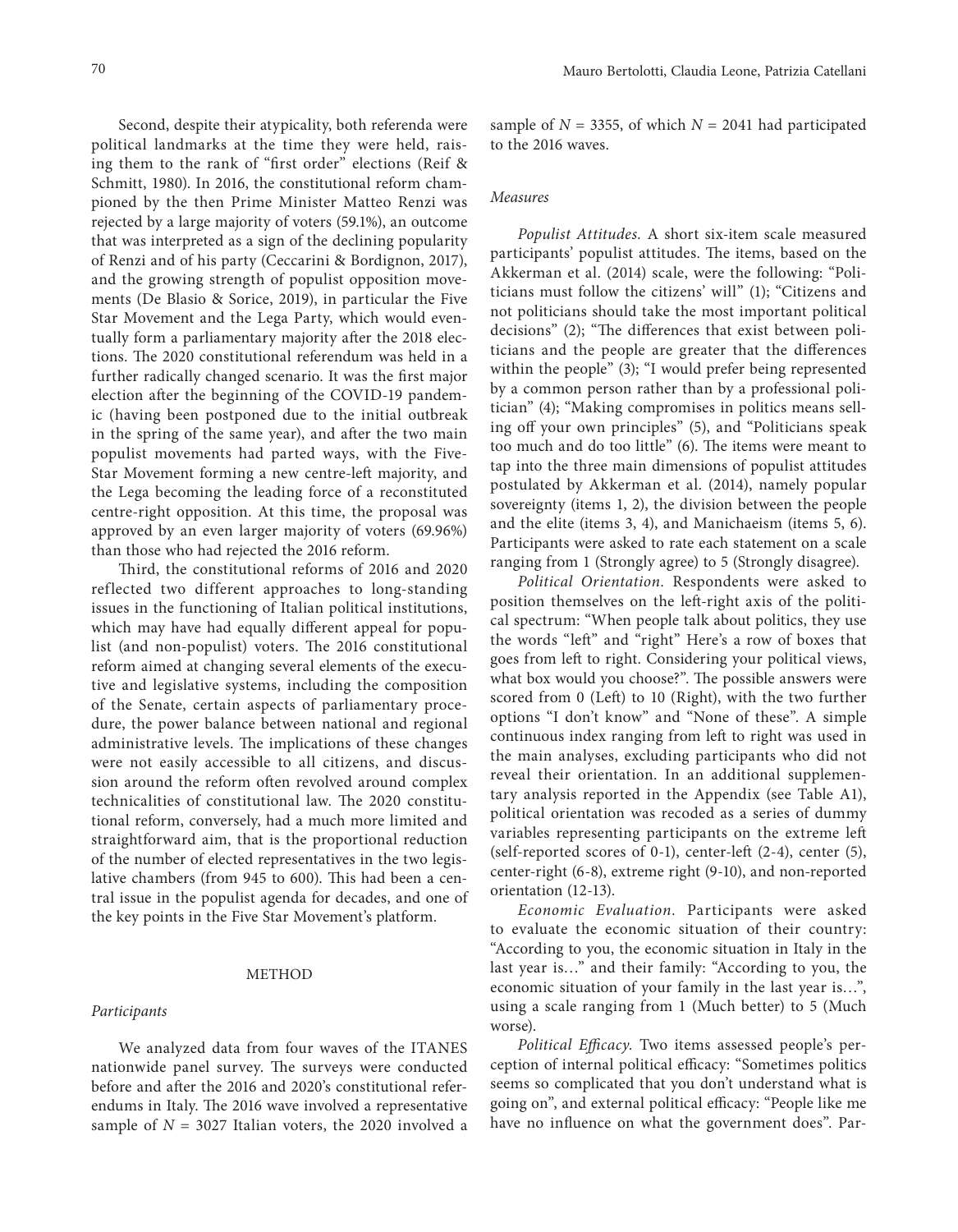Second, despite their atypicality, both referenda were political landmarks at the time they were held, raising them to the rank of "first order" elections (Reif & Schmitt, 1980). In 2016, the constitutional reform championed by the then Prime Minister Matteo Renzi was rejected by a large majority of voters (59.1%), an outcome that was interpreted as a sign of the declining popularity of Renzi and of his party (Ceccarini & Bordignon, 2017), and the growing strength of populist opposition movements (De Blasio & Sorice, 2019), in particular the Five Star Movement and the Lega Party, which would eventually form a parliamentary majority after the 2018 elections. The 2020 constitutional referendum was held in a further radically changed scenario. It was the first major election after the beginning of the COVID-19 pandemic (having been postponed due to the initial outbreak in the spring of the same year), and after the two main populist movements had parted ways, with the Five-Star Movement forming a new centre-left majority, and the Lega becoming the leading force of a reconstituted centre-right opposition. At this time, the proposal was approved by an even larger majority of voters (69.96%) than those who had rejected the 2016 reform.

Third, the constitutional reforms of 2016 and 2020 reflected two different approaches to long-standing issues in the functioning of Italian political institutions, which may have had equally different appeal for populist (and non-populist) voters. The 2016 constitutional reform aimed at changing several elements of the executive and legislative systems, including the composition of the Senate, certain aspects of parliamentary procedure, the power balance between national and regional administrative levels. The implications of these changes were not easily accessible to all citizens, and discussion around the reform often revolved around complex technicalities of constitutional law. The 2020 constitutional reform, conversely, had a much more limited and straightforward aim, that is the proportional reduction of the number of elected representatives in the two legislative chambers (from 945 to 600). This had been a central issue in the populist agenda for decades, and one of the key points in the Five Star Movement's platform.

## METHOD

### *Participants*

We analyzed data from four waves of the ITANES nationwide panel survey. The surveys were conducted before and after the 2016 and 2020's constitutional referendums in Italy. The 2016 wave involved a representative sample of $N$ = 3027 Italian voters, the 2020 involved a sample of $N$ = 3355, of which $N$ = 2041 had participated to the 2016 waves.

### *Measures*

*Populist Attitudes.* A short six-item scale measured participants' populist attitudes. The items, based on the Akkerman et al. (2014) scale, were the following: "Politicians must follow the citizens' will" (1); "Citizens and not politicians should take the most important political decisions" (2); "The differences that exist between politicians and the people are greater that the differences within the people" (3); "I would prefer being represented by a common person rather than by a professional politician" (4); "Making compromises in politics means selling off your own principles" (5), and "Politicians speak too much and do too little" (6). The items were meant to tap into the three main dimensions of populist attitudes postulated by Akkerman et al. (2014), namely popular sovereignty (items 1, 2), the division between the people and the elite (items 3, 4), and Manichaeism (items 5, 6). Participants were asked to rate each statement on a scale ranging from 1 (Strongly agree) to 5 (Strongly disagree).

*Political Orientation.* Respondents were asked to position themselves on the left-right axis of the political spectrum: "When people talk about politics, they use the words "left" and "right" Here's a row of boxes that goes from left to right. Considering your political views, what box would you choose?". The possible answers were scored from 0 (Left) to 10 (Right), with the two further options "I don't know" and "None of these". A simple continuous index ranging from left to right was used in the main analyses, excluding participants who did not reveal their orientation. In an additional supplementary analysis reported in the Appendix (see Table A1), political orientation was recoded as a series of dummy variables representing participants on the extreme left (self-reported scores of 0-1), center-left (2-4), center (5), center-right (6-8), extreme right (9-10), and non-reported orientation (12-13).

*Economic Evaluation.* Participants were asked to evaluate the economic situation of their country: "According to you, the economic situation in Italy in the last year is…" and their family: "According to you, the economic situation of your family in the last year is…", using a scale ranging from 1 (Much better) to 5 (Much worse).

*Political Efficacy.* Two items assessed people's perception of internal political efficacy: "Sometimes politics seems so complicated that you don't understand what is going on", and external political efficacy: "People like me have no influence on what the government does". Par-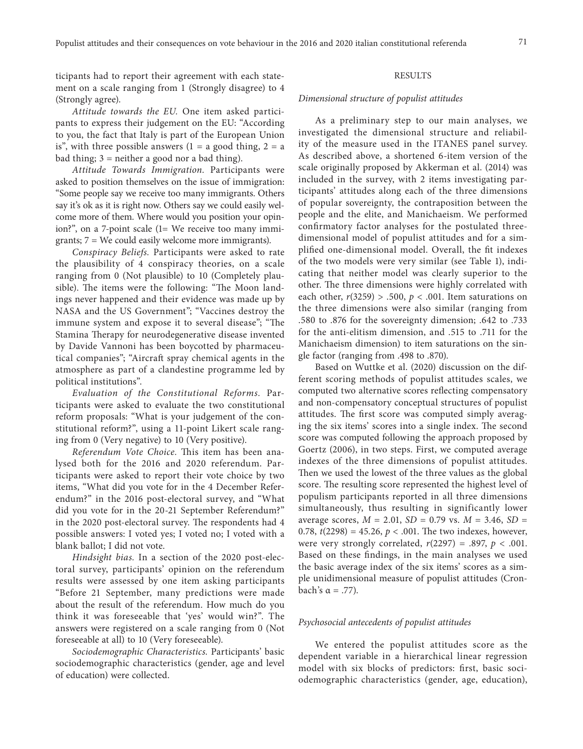ticipants had to report their agreement with each statement on a scale ranging from 1 (Strongly disagree) to 4 (Strongly agree).

*Attitude towards the EU.* One item asked participants to express their judgement on the EU: "According to you, the fact that Italy is part of the European Union is", with three possible answers (1 = a good thing, 2 = a bad thing; 3 = neither a good nor a bad thing).

*Attitude Towards Immigration.* Participants were asked to position themselves on the issue of immigration: "Some people say we receive too many immigrants. Others say it's ok as it is right now. Others say we could easily welcome more of them. Where would you position your opinion?", on a 7-point scale (1= We receive too many immigrants; 7 = We could easily welcome more immigrants).

*Conspiracy Beliefs.* Participants were asked to rate the plausibility of 4 conspiracy theories, on a scale ranging from 0 (Not plausible) to 10 (Completely plausible). The items were the following: "The Moon landings never happened and their evidence was made up by NASA and the US Government"; "Vaccines destroy the immune system and expose it to several disease"; "The Stamina Therapy for neurodegenerative disease invented by Davide Vannoni has been boycotted by pharmaceutical companies"; "Aircraft spray chemical agents in the atmosphere as part of a clandestine programme led by political institutions".

*Evaluation of the Constitutional Reforms.* Participants were asked to evaluate the two constitutional reform proposals: "What is your judgement of the constitutional reform?", using a 11-point Likert scale ranging from 0 (Very negative) to 10 (Very positive).

*Referendum Vote Choice.* This item has been analysed both for the 2016 and 2020 referendum. Participants were asked to report their vote choice by two items, "What did you vote for in the 4 December Referendum?" in the 2016 post-electoral survey, and "What did you vote for in the 20-21 September Referendum?" in the 2020 post-electoral survey. The respondents had 4 possible answers: I voted yes; I voted no; I voted with a blank ballot; I did not vote.

*Hindsight bias.* In a section of the 2020 post-electoral survey, participants' opinion on the referendum results were assessed by one item asking participants "Before 21 September, many predictions were made about the result of the referendum. How much do you think it was foreseeable that 'yes' would win?". The answers were registered on a scale ranging from 0 (Not foreseeable at all) to 10 (Very foreseeable).

*Sociodemographic Characteristics.* Participants' basic sociodemographic characteristics (gender, age and level of education) were collected.

## RESULTS

### *Dimensional structure of populist attitudes*

As a preliminary step to our main analyses, we investigated the dimensional structure and reliability of the measure used in the ITANES panel survey. As described above, a shortened 6-item version of the scale originally proposed by Akkerman et al. (2014) was included in the survey, with 2 items investigating participants' attitudes along each of the three dimensions of popular sovereignty, the contraposition between the people and the elite, and Manichaeism. We performed confirmatory factor analyses for the postulated three-dimensional model of populist attitudes and for a simplified one-dimensional model. Overall, the fit indexes of the two models were very similar (see Table 1), indicating that neither model was clearly superior to the other. The three dimensions were highly correlated with each other, $r(3259) > .500$, $p < .001$. Item saturations on the three dimensions were also similar (ranging from .580 to .876 for the sovereignty dimension; .642 to .733 for the anti-elitism dimension, and .515 to .711 for the Manichaeism dimension) to item saturations on the single factor (ranging from .498 to .870).

Based on Wuttke et al. (2020) discussion on the different scoring methods of populist attitudes scales, we computed two alternative scores reflecting compensatory and non-compensatory conceptual structures of populist attitudes. The first score was computed simply averaging the six items' scores into a single index. The second score was computed following the approach proposed by Goertz (2006), in two steps. First, we computed average indexes of the three dimensions of populist attitudes. Then we used the lowest of the three values as the global score. The resulting score represented the highest level of populism participants reported in all three dimensions simultaneously, thus resulting in significantly lower average scores, $M = 2.01$, $SD = 0.79$ vs. $M = 3.46$, $SD = 0.78$, $t(2298) = 45.26$, $p < .001$. The two indexes, however, were very strongly correlated, $r(2297) = .897$, $p < .001$. Based on these findings, in the main analyses we used the basic average index of the six items' scores as a simple unidimensional measure of populist attitudes (Cronbach's $\alpha = .77$).

### *Psychosocial antecedents of populist attitudes*

We entered the populist attitudes score as the dependent variable in a hierarchical linear regression model with six blocks of predictors: first, basic sociodemographic characteristics (gender, age, education),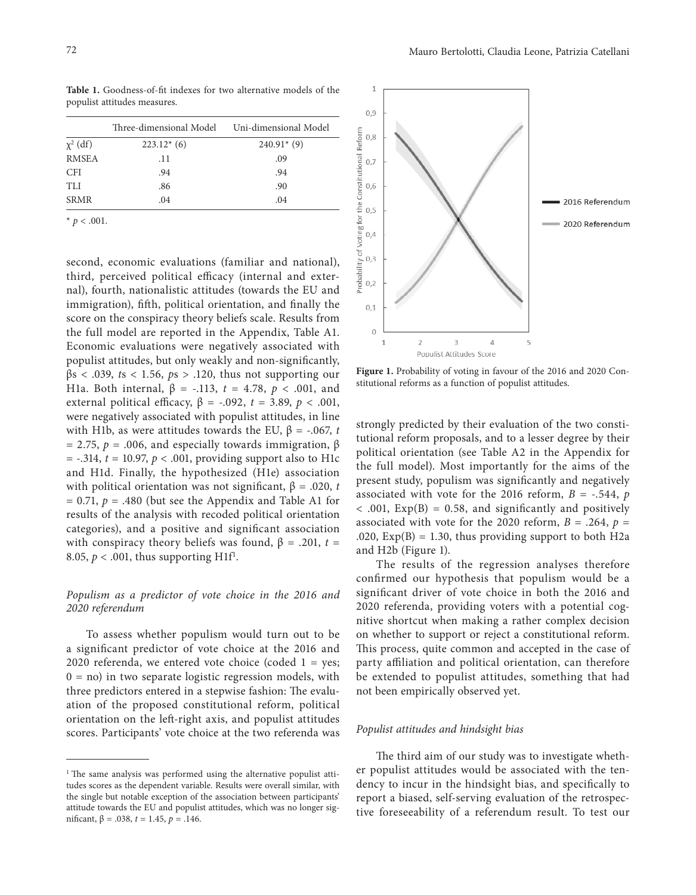**Table 1.** Goodness-of-fit indexes for two alternative models of the populist attitudes measures.

| | Three-dimensional Model | Uni-dimensional Model |
|---|---|---|
| $\chi^2$ (df) | 223.12* (6) | 240.91* (9) |
| RMSEA | .11 | .09 |
| CFI | .94 | .94 |
| TLI | .86 | .90 |
| SRMR | .04 | .04 |

* $p < .001$.

second, economic evaluations (familiar and national), third, perceived political efficacy (internal and external), fourth, nationalistic attitudes (towards the EU and immigration), fifth, political orientation, and finally the score on the conspiracy theory beliefs scale. Results from the full model are reported in the Appendix, Table A1. Economic evaluations were negatively associated with populist attitudes, but only weakly and non-significantly, $\beta$s < .039, *t*s < 1.56, *p*s > .120, thus not supporting our H1a. Both internal, $\beta = -.113$, $t = 4.78$, $p < .001$, and external political efficacy, $\beta = -.092$, $t = 3.89$, $p < .001$, were negatively associated with populist attitudes, in line with H1b, as were attitudes towards the EU, $\beta = -.067$, $t = 2.75$, $p = .006$, and especially towards immigration, $\beta = -.314$, $t = 10.97$, $p < .001$, providing support also to H1c and H1d. Finally, the hypothesized (H1e) association with political orientation was not significant, $\beta = .020$, $t = 0.71$, $p = .480$ (but see the Appendix and Table A1 for results of the analysis with recoded political orientation categories), and a positive and significant association with conspiracy theory beliefs was found, $\beta = .201$, $t = 8.05$, $p < .001$, thus supporting H1f[1].

### *Populism as a predictor of vote choice in the 2016 and 2020 referendum*

To assess whether populism would turn out to be a significant predictor of vote choice at the 2016 and 2020 referenda, we entered vote choice (coded 1 = yes; 0 = no) in two separate logistic regression models, with three predictors entered in a stepwise fashion: The evaluation of the proposed constitutional reform, political orientation on the left-right axis, and populist attitudes scores. Participants' vote choice at the two referenda was strongly predicted by their evaluation of the two constitutional reform proposals, and to a lesser degree by their political orientation (see Table A2 in the Appendix for the full model). Most importantly for the aims of the present study, populism was significantly and negatively associated with vote for the 2016 reform, $B = -.544$, $p < .001$, Exp(B) = 0.58, and significantly and positively associated with vote for the 2020 reform, $B = .264$, $p = .020$, Exp(B) = 1.30, thus providing support to both H2a and H2b (Figure 1).

**Figure 1.** Probability of voting in favour of the 2016 and 2020 Constitutional reforms as a function of populist attitudes.

The results of the regression analyses therefore confirmed our hypothesis that populism would be a significant driver of vote choice in both the 2016 and 2020 referenda, providing voters with a potential cognitive shortcut when making a rather complex decision on whether to support or reject a constitutional reform. This process, quite common and accepted in the case of party affiliation and political orientation, can therefore be extended to populist attitudes, something that had not been empirically observed yet.

### *Populist attitudes and hindsight bias*

The third aim of our study was to investigate whether populist attitudes would be associated with the tendency to incur in the hindsight bias, and specifically to report a biased, self-serving evaluation of the retrospective foreseeability of a referendum result. To test our

[1] The same analysis was performed using the alternative populist attitudes scores as the dependent variable. Results were overall similar, with the single but notable exception of the association between participants' attitude towards the EU and populist attitudes, which was no longer significant, $\beta = .038$, $t = 1.45$, $p = .146$.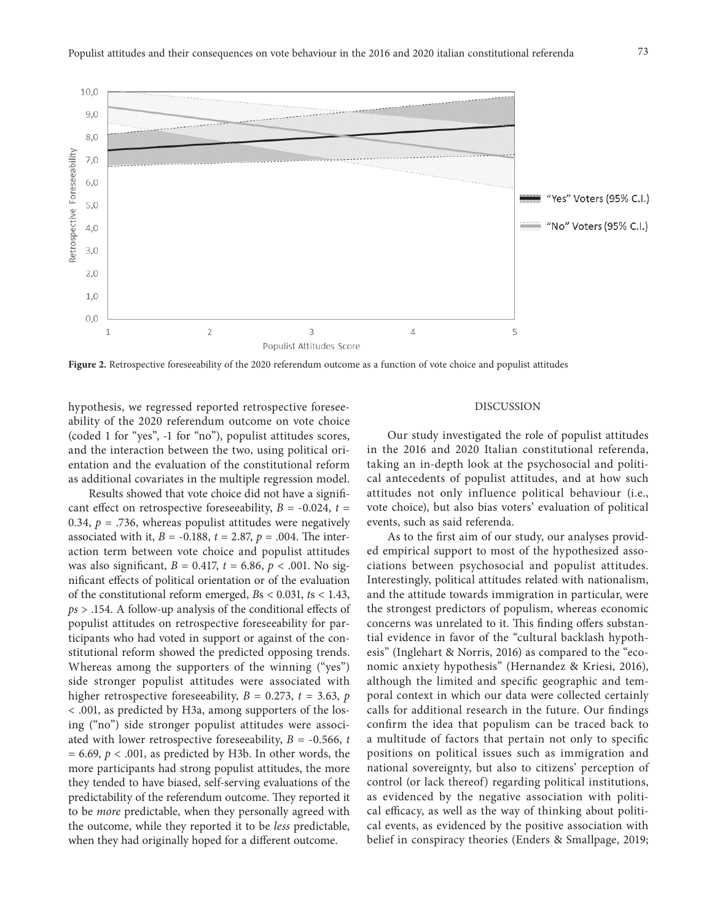**Figure 2.** Retrospective foreseeability of the 2020 referendum outcome as a function of vote choice and populist attitudes

hypothesis, we regressed reported retrospective foreseeability of the 2020 referendum outcome on vote choice (coded 1 for "yes", -1 for "no"), populist attitudes scores, and the interaction between the two, using political orientation and the evaluation of the constitutional reform as additional covariates in the multiple regression model.

Results showed that vote choice did not have a significant effect on retrospective foreseeability, $B = -0.024$, $t = 0.34$, $p = .736$, whereas populist attitudes were negatively associated with it, $B = -0.188$, $t = 2.87$, $p = .004$. The interaction term between vote choice and populist attitudes was also significant, $B = 0.417$, $t = 6.86$, $p < .001$. No significant effects of political orientation or of the evaluation of the constitutional reform emerged, $Bs < 0.031$, $ts < 1.43$, $ps > .154$. A follow-up analysis of the conditional effects of populist attitudes on retrospective foreseeability for participants who had voted in support or against of the constitutional reform showed the predicted opposing trends. Whereas among the supporters of the winning ("yes") side stronger populist attitudes were associated with higher retrospective foreseeability, $B = 0.273$, $t = 3.63$, $p < .001$, as predicted by H3a, among supporters of the losing ("no") side stronger populist attitudes were associated with lower retrospective foreseeability, $B = -0.566$, $t = 6.69$, $p < .001$, as predicted by H3b. In other words, the more participants had strong populist attitudes, the more they tended to have biased, self-serving evaluations of the predictability of the referendum outcome. They reported it to be *more* predictable, when they personally agreed with the outcome, while they reported it to be *less* predictable, when they had originally hoped for a different outcome.

## DISCUSSION

Our study investigated the role of populist attitudes in the 2016 and 2020 Italian constitutional referenda, taking an in-depth look at the psychosocial and political antecedents of populist attitudes, and at how such attitudes not only influence political behaviour (i.e., vote choice), but also bias voters' evaluation of political events, such as said referenda.

As to the first aim of our study, our analyses provided empirical support to most of the hypothesized associations between psychosocial and populist attitudes. Interestingly, political attitudes related with nationalism, and the attitude towards immigration in particular, were the strongest predictors of populism, whereas economic concerns was unrelated to it. This finding offers substantial evidence in favor of the "cultural backlash hypothesis" (Inglehart & Norris, 2016) as compared to the "economic anxiety hypothesis" (Hernandez & Kriesi, 2016), although the limited and specific geographic and temporal context in which our data were collected certainly calls for additional research in the future. Our findings confirm the idea that populism can be traced back to a multitude of factors that pertain not only to specific positions on political issues such as immigration and national sovereignty, but also to citizens' perception of control (or lack thereof) regarding political institutions, as evidenced by the negative association with political efficacy, as well as the way of thinking about political events, as evidenced by the positive association with belief in conspiracy theories (Enders & Smallpage, 2019;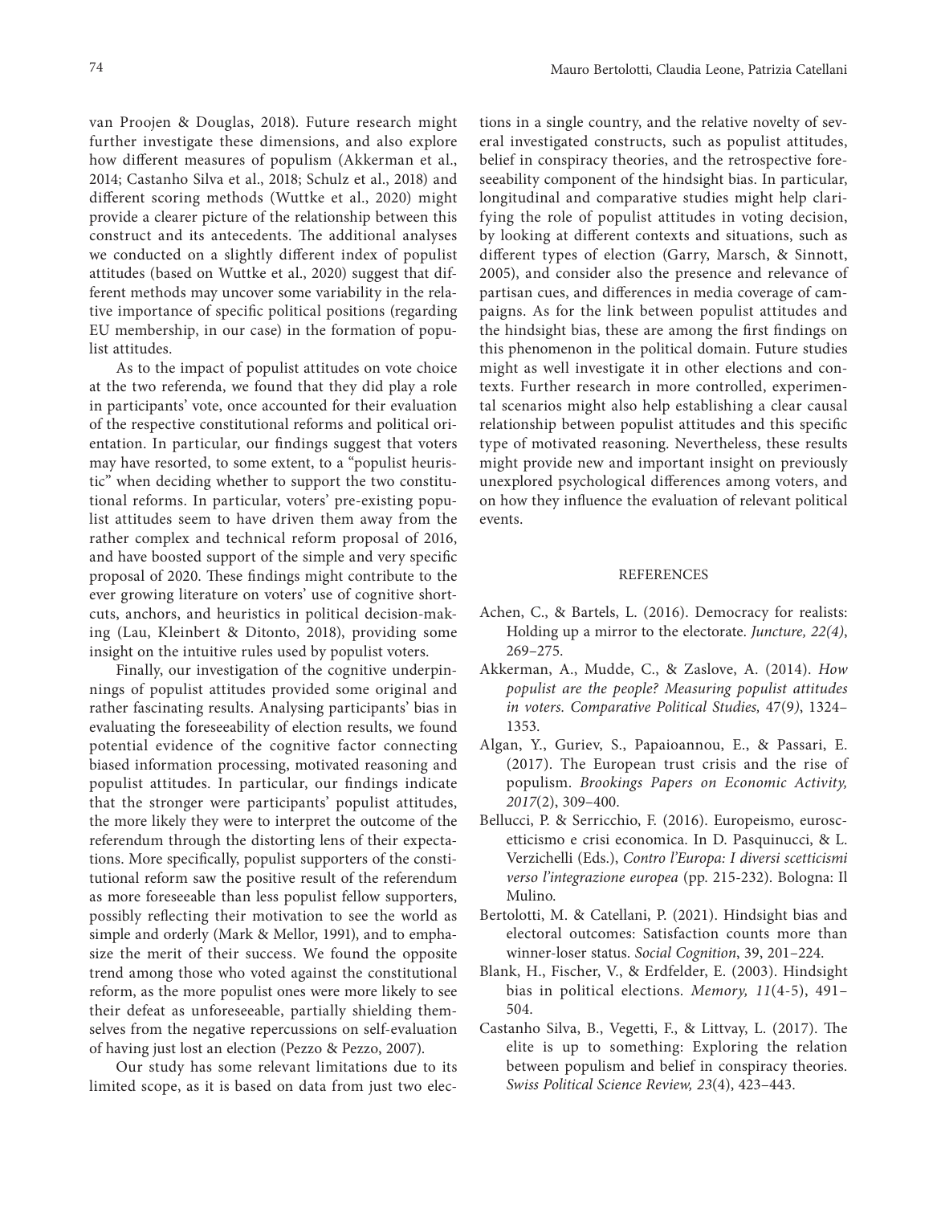van Proojen & Douglas, 2018). Future research might further investigate these dimensions, and also explore how different measures of populism (Akkerman et al., 2014; Castanho Silva et al., 2018; Schulz et al., 2018) and different scoring methods (Wuttke et al., 2020) might provide a clearer picture of the relationship between this construct and its antecedents. The additional analyses we conducted on a slightly different index of populist attitudes (based on Wuttke et al., 2020) suggest that different methods may uncover some variability in the relative importance of specific political positions (regarding EU membership, in our case) in the formation of populist attitudes.

As to the impact of populist attitudes on vote choice at the two referenda, we found that they did play a role in participants' vote, once accounted for their evaluation of the respective constitutional reforms and political orientation. In particular, our findings suggest that voters may have resorted, to some extent, to a "populist heuristic" when deciding whether to support the two constitutional reforms. In particular, voters' pre-existing populist attitudes seem to have driven them away from the rather complex and technical reform proposal of 2016, and have boosted support of the simple and very specific proposal of 2020. These findings might contribute to the ever growing literature on voters' use of cognitive shortcuts, anchors, and heuristics in political decision-making (Lau, Kleinbert & Ditonto, 2018), providing some insight on the intuitive rules used by populist voters.

Finally, our investigation of the cognitive underpinnings of populist attitudes provided some original and rather fascinating results. Analysing participants' bias in evaluating the foreseeability of election results, we found potential evidence of the cognitive factor connecting biased information processing, motivated reasoning and populist attitudes. In particular, our findings indicate that the stronger were participants' populist attitudes, the more likely they were to interpret the outcome of the referendum through the distorting lens of their expectations. More specifically, populist supporters of the constitutional reform saw the positive result of the referendum as more foreseeable than less populist fellow supporters, possibly reflecting their motivation to see the world as simple and orderly (Mark & Mellor, 1991), and to emphasize the merit of their success. We found the opposite trend among those who voted against the constitutional reform, as the more populist ones were more likely to see their defeat as unforeseeable, partially shielding themselves from the negative repercussions on self-evaluation of having just lost an election (Pezzo & Pezzo, 2007).

Our study has some relevant limitations due to its limited scope, as it is based on data from just two elections in a single country, and the relative novelty of several investigated constructs, such as populist attitudes, belief in conspiracy theories, and the retrospective foreseeability component of the hindsight bias. In particular, longitudinal and comparative studies might help clarifying the role of populist attitudes in voting decision, by looking at different contexts and situations, such as different types of election (Garry, Marsch, & Sinnott, 2005), and consider also the presence and relevance of partisan cues, and differences in media coverage of campaigns. As for the link between populist attitudes and the hindsight bias, these are among the first findings on this phenomenon in the political domain. Future studies might as well investigate it in other elections and contexts. Further research in more controlled, experimental scenarios might also help establishing a clear causal relationship between populist attitudes and this specific type of motivated reasoning. Nevertheless, these results might provide new and important insight on previously unexplored psychological differences among voters, and on how they influence the evaluation of relevant political events.

## REFERENCES

Achen, C., & Bartels, L. (2016). Democracy for realists: Holding up a mirror to the electorate. *Juncture, 22(4)*, 269–275.

Akkerman, A., Mudde, C., & Zaslove, A. (2014). *How populist are the people? Measuring populist attitudes in voters. Comparative Political Studies,* 47(9*)*, 1324–1353.

Algan, Y., Guriev, S., Papaioannou, E., & Passari, E. (2017). The European trust crisis and the rise of populism. *Brookings Papers on Economic Activity, 2017*(2), 309–400.

Bellucci, P. & Serricchio, F. (2016). Europeismo, euroscetticismo e crisi economica. In D. Pasquinucci, & L. Verzichelli (Eds.), *Contro l'Europa: I diversi scetticismi verso l'integrazione europea* (pp. 215-232). Bologna: Il Mulino.

Bertolotti, M. & Catellani, P. (2021). Hindsight bias and electoral outcomes: Satisfaction counts more than winner-loser status. *Social Cognition*, 39, 201–224.

Blank, H., Fischer, V., & Erdfelder, E. (2003). Hindsight bias in political elections. *Memory, 11*(4-5), 491–504.

Castanho Silva, B., Vegetti, F., & Littvay, L. (2017). The elite is up to something: Exploring the relation between populism and belief in conspiracy theories. *Swiss Political Science Review, 23*(4), 423–443.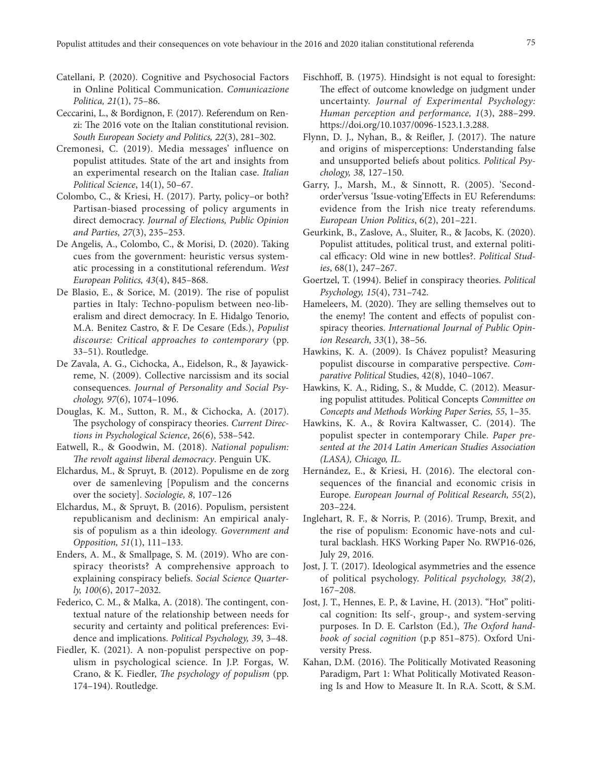Catellani, P. (2020). Cognitive and Psychosocial Factors in Online Political Communication. *Comunicazione Politica, 21*(1), 75–86.

Ceccarini, L., & Bordignon, F. (2017). Referendum on Renzi: The 2016 vote on the Italian constitutional revision. *South European Society and Politics, 22*(3), 281–302.

Cremonesi, C. (2019). Media messages' influence on populist attitudes. State of the art and insights from an experimental research on the Italian case. *Italian Political Science*, 14(1), 50–67.

Colombo, C., & Kriesi, H. (2017). Party, policy–or both? Partisan-biased processing of policy arguments in direct democracy. *Journal of Elections, Public Opinion and Parties, 27*(3), 235–253.

De Angelis, A., Colombo, C., & Morisi, D. (2020). Taking cues from the government: heuristic versus systematic processing in a constitutional referendum. *West European Politics, 43*(4), 845–868.

De Blasio, E., & Sorice, M. (2019). The rise of populist parties in Italy: Techno-populism between neo-liberalism and direct democracy. In E. Hidalgo Tenorio, M.A. Benitez Castro, & F. De Cesare (Eds.), *Populist discourse: Critical approaches to contemporary* (pp. 33–51). Routledge.

De Zavala, A. G., Cichocka, A., Eidelson, R., & Jayawickreme, N. (2009). Collective narcissism and its social consequences. *Journal of Personality and Social Psychology, 97*(6), 1074–1096.

Douglas, K. M., Sutton, R. M., & Cichocka, A. (2017). The psychology of conspiracy theories. *Current Directions in Psychological Science*, 26(6), 538–542.

Eatwell, R., & Goodwin, M. (2018). *National populism: The revolt against liberal democracy*. Penguin UK.

Elchardus, M., & Spruyt, B. (2012). Populisme en de zorg over de samenleving [Populism and the concerns over the society]. *Sociologie, 8*, 107–126

Elchardus, M., & Spruyt, B. (2016). Populism, persistent republicanism and declinism: An empirical analysis of populism as a thin ideology. *Government and Opposition, 51*(1), 111–133.

Enders, A. M., & Smallpage, S. M. (2019). Who are conspiracy theorists? A comprehensive approach to explaining conspiracy beliefs. *Social Science Quarterly, 100*(6), 2017–2032.

Federico, C. M., & Malka, A. (2018). The contingent, contextual nature of the relationship between needs for security and certainty and political preferences: Evidence and implications. *Political Psychology, 39*, 3–48.

Fiedler, K. (2021). A non-populist perspective on populism in psychological science. In J.P. Forgas, W. Crano, & K. Fiedler, *The psychology of populism* (pp. 174–194). Routledge.

Fischhoff, B. (1975). Hindsight is not equal to foresight: The effect of outcome knowledge on judgment under uncertainty. *Journal of Experimental Psychology: Human perception and performance, 1*(3), 288–299. https://doi.org/10.1037/0096-1523.1.3.288.

Flynn, D. J., Nyhan, B., & Reifler, J. (2017). The nature and origins of misperceptions: Understanding false and unsupported beliefs about politics. *Political Psychology, 38*, 127–150.

Garry, J., Marsh, M., & Sinnott, R. (2005). 'Second-order'versus 'Issue-voting'Effects in EU Referendums: evidence from the Irish nice treaty referendums. *European Union Politics*, 6(2), 201–221.

Geurkink, B., Zaslove, A., Sluiter, R., & Jacobs, K. (2020). Populist attitudes, political trust, and external political efficacy: Old wine in new bottles?. *Political Studies*, 68(1), 247–267.

Goertzel, T. (1994). Belief in conspiracy theories. *Political Psychology, 15*(4), 731–742.

Hameleers, M. (2020). They are selling themselves out to the enemy! The content and effects of populist conspiracy theories. *International Journal of Public Opinion Research, 33*(1), 38–56.

Hawkins, K. A. (2009). Is Chávez populist? Measuring populist discourse in comparative perspective. *Comparative Political* Studies, 42(8), 1040–1067.

Hawkins, K. A., Riding, S., & Mudde, C. (2012). Measuring populist attitudes. Political Concepts *Committee on Concepts and Methods Working Paper Series, 55*, 1–35.

Hawkins, K. A., & Rovira Kaltwasser, C. (2014). The populist specter in contemporary Chile. *Paper presented at the 2014 Latin American Studies Association (LASA), Chicago, IL.*

Hernández, E., & Kriesi, H. (2016). The electoral consequences of the financial and economic crisis in Europe. *European Journal of Political Research, 55*(2), 203–224.

Inglehart, R. F., & Norris, P. (2016). Trump, Brexit, and the rise of populism: Economic have-nots and cultural backlash. HKS Working Paper No. RWP16-026, July 29, 2016.

Jost, J. T. (2017). Ideological asymmetries and the essence of political psychology. *Political psychology, 38(2*), 167–208.

Jost, J. T., Hennes, E. P., & Lavine, H. (2013). "Hot" political cognition: Its self-, group-, and system-serving purposes. In D. E. Carlston (Ed.), *The Oxford handbook of social cognition* (p.p 851–875). Oxford University Press.

Kahan, D.M. (2016). The Politically Motivated Reasoning Paradigm, Part 1: What Politically Motivated Reasoning Is and How to Measure It. In R.A. Scott, & S.M.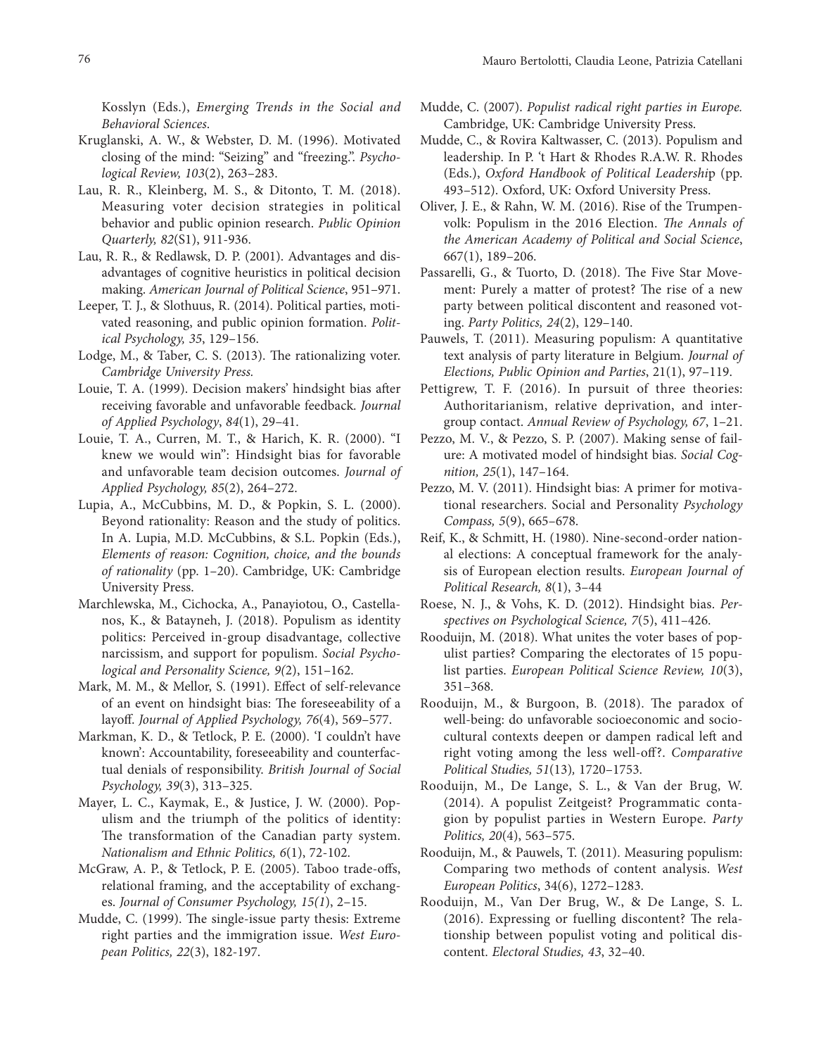Kosslyn (Eds.), *Emerging Trends in the Social and Behavioral Sciences*.

Kruglanski, A. W., & Webster, D. M. (1996). Motivated closing of the mind: "Seizing" and "freezing.". *Psychological Review, 103*(2), 263–283.

Lau, R. R., Kleinberg, M. S., & Ditonto, T. M. (2018). Measuring voter decision strategies in political behavior and public opinion research. *Public Opinion Quarterly, 82*(S1), 911-936.

Lau, R. R., & Redlawsk, D. P. (2001). Advantages and disadvantages of cognitive heuristics in political decision making. *American Journal of Political Science*, 951–971.

Leeper, T. J., & Slothuus, R. (2014). Political parties, motivated reasoning, and public opinion formation. *Political Psychology, 35*, 129–156.

Lodge, M., & Taber, C. S. (2013). The rationalizing voter. *Cambridge University Press.*

Louie, T. A. (1999). Decision makers' hindsight bias after receiving favorable and unfavorable feedback. *Journal of Applied Psychology*, *84*(1), 29–41.

Louie, T. A., Curren, M. T., & Harich, K. R. (2000). "I knew we would win": Hindsight bias for favorable and unfavorable team decision outcomes. *Journal of Applied Psychology, 85*(2), 264–272.

Lupia, A., McCubbins, M. D., & Popkin, S. L. (2000). Beyond rationality: Reason and the study of politics. In A. Lupia, M.D. McCubbins, & S.L. Popkin (Eds.), *Elements of reason: Cognition, choice, and the bounds of rationality* (pp. 1–20). Cambridge, UK: Cambridge University Press.

Marchlewska, M., Cichocka, A., Panayiotou, O., Castellanos, K., & Batayneh, J. (2018). Populism as identity politics: Perceived in-group disadvantage, collective narcissism, and support for populism. *Social Psychological and Personality Science, 9(*2), 151–162.

Mark, M. M., & Mellor, S. (1991). Effect of self-relevance of an event on hindsight bias: The foreseeability of a layoff. *Journal of Applied Psychology, 76*(4), 569–577.

Markman, K. D., & Tetlock, P. E. (2000). 'I couldn't have known': Accountability, foreseeability and counterfactual denials of responsibility. *British Journal of Social Psychology, 39*(3), 313–325.

Mayer, L. C., Kaymak, E., & Justice, J. W. (2000). Populism and the triumph of the politics of identity: The transformation of the Canadian party system. *Nationalism and Ethnic Politics, 6*(1), 72-102.

McGraw, A. P., & Tetlock, P. E. (2005). Taboo trade-offs, relational framing, and the acceptability of exchanges. *Journal of Consumer Psychology, 15(1*), 2–15.

Mudde, C. (1999). The single-issue party thesis: Extreme right parties and the immigration issue. *West European Politics, 22*(3), 182-197.

Mudde, C. (2007). *Populist radical right parties in Europe.* Cambridge, UK: Cambridge University Press.

Mudde, C., & Rovira Kaltwasser, C. (2013). Populism and leadership. In P. 't Hart & Rhodes R.A.W. R. Rhodes (Eds.), *Oxford Handbook of Political Leadership* (pp. 493–512). Oxford, UK: Oxford University Press.

Oliver, J. E., & Rahn, W. M. (2016). Rise of the Trumpenvolk: Populism in the 2016 Election. *The Annals of the American Academy of Political and Social Science*, 667(1), 189–206.

Passarelli, G., & Tuorto, D. (2018). The Five Star Movement: Purely a matter of protest? The rise of a new party between political discontent and reasoned voting. *Party Politics, 24*(2), 129–140.

Pauwels, T. (2011). Measuring populism: A quantitative text analysis of party literature in Belgium. *Journal of Elections, Public Opinion and Parties*, 21(1), 97–119.

Pettigrew, T. F. (2016). In pursuit of three theories: Authoritarianism, relative deprivation, and intergroup contact. *Annual Review of Psychology, 67*, 1–21.

Pezzo, M. V., & Pezzo, S. P. (2007). Making sense of failure: A motivated model of hindsight bias. *Social Cognition, 25*(1), 147–164.

Pezzo, M. V. (2011). Hindsight bias: A primer for motivational researchers. Social and Personality *Psychology Compass, 5*(9), 665–678.

Reif, K., & Schmitt, H. (1980). Nine-second-order national elections: A conceptual framework for the analysis of European election results. *European Journal of Political Research, 8*(1), 3–44

Roese, N. J., & Vohs, K. D. (2012). Hindsight bias. *Perspectives on Psychological Science, 7*(5), 411–426.

Rooduijn, M. (2018). What unites the voter bases of populist parties? Comparing the electorates of 15 populist parties. *European Political Science Review, 10*(3), 351–368.

Rooduijn, M., & Burgoon, B. (2018). The paradox of well-being: do unfavorable socioeconomic and sociocultural contexts deepen or dampen radical left and right voting among the less well-off?. *Comparative Political Studies, 51*(13*)*, 1720–1753.

Rooduijn, M., De Lange, S. L., & Van der Brug, W. (2014). A populist Zeitgeist? Programmatic contagion by populist parties in Western Europe. *Party Politics, 20*(4), 563–575.

Rooduijn, M., & Pauwels, T. (2011). Measuring populism: Comparing two methods of content analysis. *West European Politics*, 34(6), 1272–1283.

Rooduijn, M., Van Der Brug, W., & De Lange, S. L. (2016). Expressing or fuelling discontent? The relationship between populist voting and political discontent. *Electoral Studies, 43*, 32–40.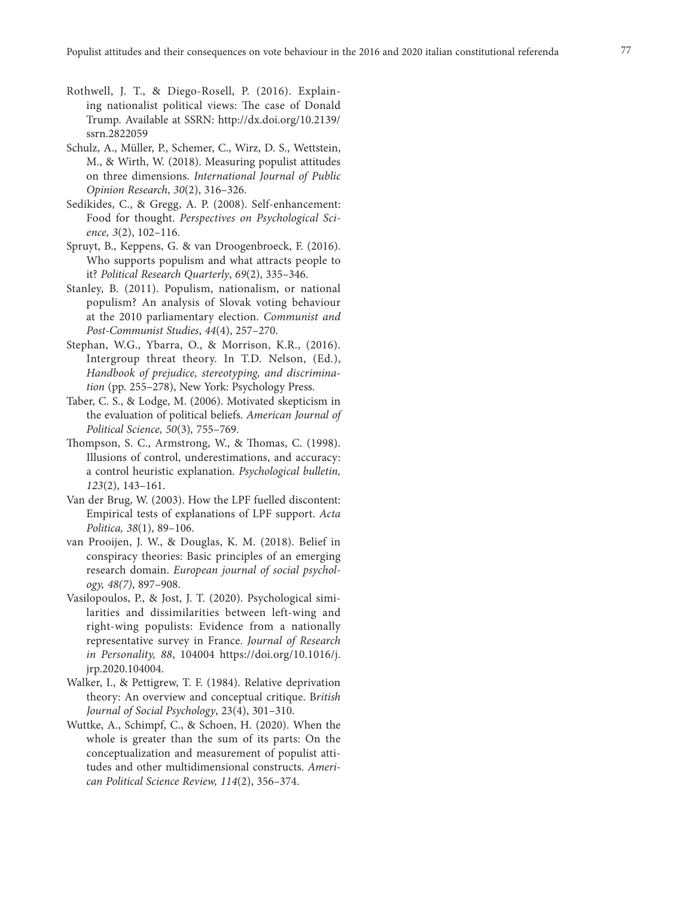Rothwell, J. T., & Diego-Rosell, P. (2016). Explaining nationalist political views: The case of Donald Trump. Available at SSRN: http://dx.doi.org/10.2139/ssrn.2822059

Schulz, A., Müller, P., Schemer, C., Wirz, D. S., Wettstein, M., & Wirth, W. (2018). Measuring populist attitudes on three dimensions. *International Journal of Public Opinion Research*, *30*(2), 316–326.

Sedikides, C., & Gregg, A. P. (2008). Self-enhancement: Food for thought. *Perspectives on Psychological Science, 3*(2), 102–116.

Spruyt, B., Keppens, G. & van Droogenbroeck, F. (2016). Who supports populism and what attracts people to it? *Political Research Quarterly*, *69*(2), 335–346.

Stanley, B. (2011). Populism, nationalism, or national populism? An analysis of Slovak voting behaviour at the 2010 parliamentary election. *Communist and Post-Communist Studies*, *44*(4), 257–270.

Stephan, W.G., Ybarra, O., & Morrison, K.R., (2016). Intergroup threat theory. In T.D. Nelson, (Ed.), *Handbook of prejudice, stereotyping, and discrimination* (pp. 255–278), New York: Psychology Press.

Taber, C. S., & Lodge, M. (2006). Motivated skepticism in the evaluation of political beliefs. *American Journal of Political Science, 50*(3)*,* 755–769.

Thompson, S. C., Armstrong, W., & Thomas, C. (1998). Illusions of control, underestimations, and accuracy: a control heuristic explanation. *Psychological bulletin, 123*(2), 143–161.

Van der Brug, W. (2003). How the LPF fuelled discontent: Empirical tests of explanations of LPF support. *Acta Politica, 38*(1), 89–106.

van Prooijen, J. W., & Douglas, K. M. (2018). Belief in conspiracy theories: Basic principles of an emerging research domain. *European journal of social psychology, 48(7)*, 897–908.

Vasilopoulos, P., & Jost, J. T. (2020). Psychological similarities and dissimilarities between left-wing and right-wing populists: Evidence from a nationally representative survey in France. *Journal of Research in Personality, 88*, 104004 https://doi.org/10.1016/j.jrp.2020.104004.

Walker, I., & Pettigrew, T. F. (1984). Relative deprivation theory: An overview and conceptual critique. B*ritish Journal of Social Psychology*, 23(4), 301–310.

Wuttke, A., Schimpf, C., & Schoen, H. (2020). When the whole is greater than the sum of its parts: On the conceptualization and measurement of populist attitudes and other multidimensional constructs. *American Political Science Review, 114*(2), 356–374.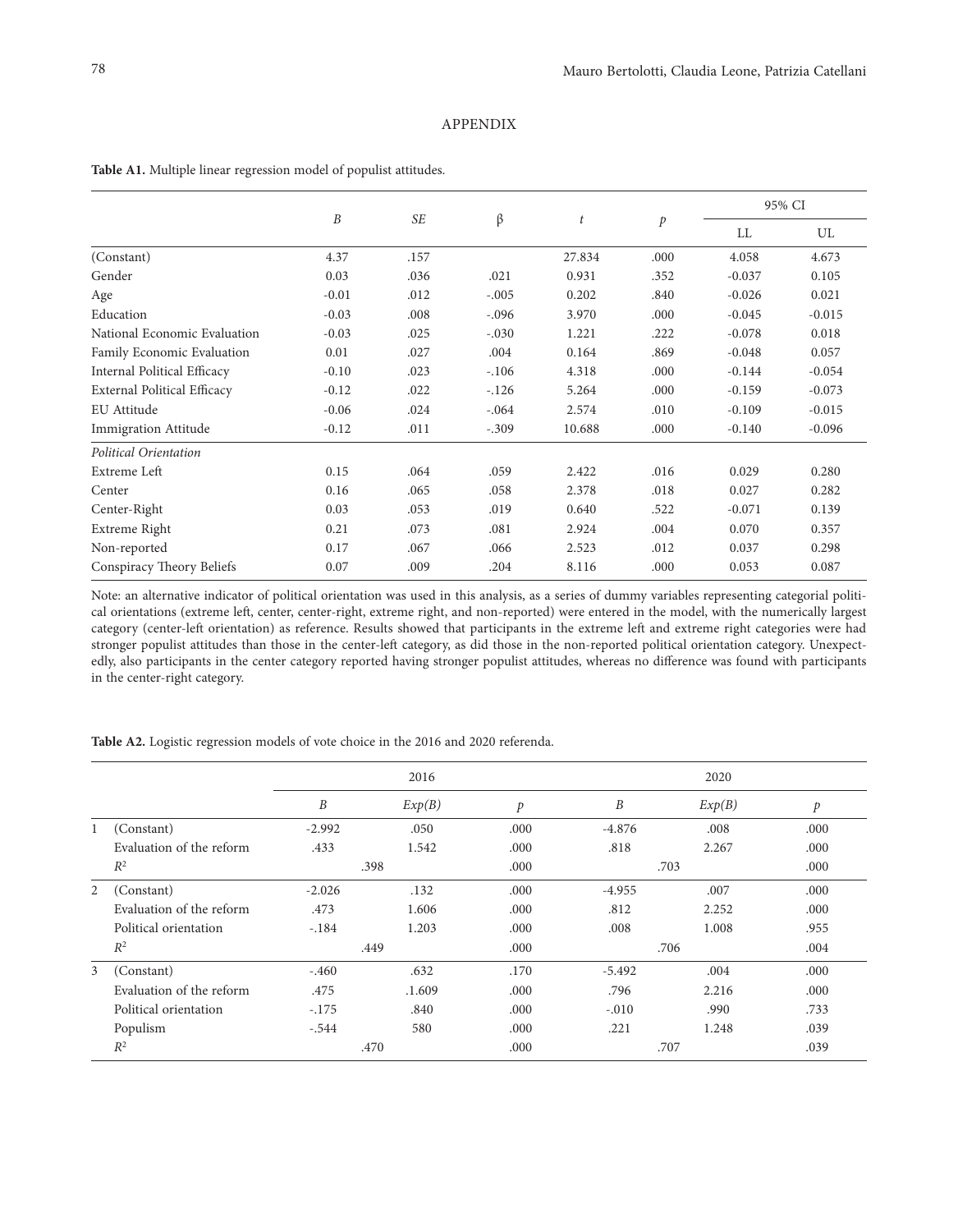## APPENDIX

**Table A1.** Multiple linear regression model of populist attitudes.

| | $B$ | $SE$ | β | $t$ | $p$ | 95% CI | |
|---|---|---|---|---|---|---|---|
| | | | | | | LL | UL |
| (Constant) | 4.37 | .157 | | 27.834 | .000 | 4.058 | 4.673 |
| Gender | 0.03 | .036 | .021 | 0.931 | .352 | -0.037 | 0.105 |
| Age | -0.01 | .012 | -.005 | 0.202 | .840 | -0.026 | 0.021 |
| Education | -0.03 | .008 | -.096 | 3.970 | .000 | -0.045 | -0.015 |
| National Economic Evaluation | -0.03 | .025 | -.030 | 1.221 | .222 | -0.078 | 0.018 |
| Family Economic Evaluation | 0.01 | .027 | .004 | 0.164 | .869 | -0.048 | 0.057 |
| Internal Political Efficacy | -0.10 | .023 | -.106 | 4.318 | .000 | -0.144 | -0.054 |
| External Political Efficacy | -0.12 | .022 | -.126 | 5.264 | .000 | -0.159 | -0.073 |
| EU Attitude | -0.06 | .024 | -.064 | 2.574 | .010 | -0.109 | -0.015 |
| Immigration Attitude | -0.12 | .011 | -.309 | 10.688 | .000 | -0.140 | -0.096 |
| *Political Orientation* | | | | | | | |
| Extreme Left | 0.15 | .064 | .059 | 2.422 | .016 | 0.029 | 0.280 |
| Center | 0.16 | .065 | .058 | 2.378 | .018 | 0.027 | 0.282 |
| Center-Right | 0.03 | .053 | .019 | 0.640 | .522 | -0.071 | 0.139 |
| Extreme Right | 0.21 | .073 | .081 | 2.924 | .004 | 0.070 | 0.357 |
| Non-reported | 0.17 | .067 | .066 | 2.523 | .012 | 0.037 | 0.298 |
| Conspiracy Theory Beliefs | 0.07 | .009 | .204 | 8.116 | .000 | 0.053 | 0.087 |

Note: an alternative indicator of political orientation was used in this analysis, as a series of dummy variables representing categorial political orientations (extreme left, center, center-right, extreme right, and non-reported) were entered in the model, with the numerically largest category (center-left orientation) as reference. Results showed that participants in the extreme left and extreme right categories were had stronger populist attitudes than those in the center-left category, as did those in the non-reported political orientation category. Unexpectedly, also participants in the center category reported having stronger populist attitudes, whereas no difference was found with participants in the center-right category.

**Table A2.** Logistic regression models of vote choice in the 2016 and 2020 referenda.

| | | 2016 | | | 2020 | | |
|---|---|---|---|---|---|---|---|
| | | $B$ | $Exp(B)$ | $p$ | $B$ | $Exp(B)$ | $p$ |
| 1 | (Constant) | -2.992 | .050 | .000 | -4.876 | .008 | .000 |
| | Evaluation of the reform | .433 | 1.542 | .000 | .818 | 2.267 | .000 |
| | $R^2$ | .398 | | .000 | .703 | | .000 |
| 2 | (Constant) | -2.026 | .132 | .000 | -4.955 | .007 | .000 |
| | Evaluation of the reform | .473 | 1.606 | .000 | .812 | 2.252 | .000 |
| | Political orientation | -.184 | 1.203 | .000 | .008 | 1.008 | .955 |
| | $R^2$ | .449 | | .000 | .706 | | .004 |
| 3 | (Constant) | -.460 | .632 | .170 | -5.492 | .004 | .000 |
| | Evaluation of the reform | .475 | .1.609 | .000 | .796 | 2.216 | .000 |
| | Political orientation | -.175 | .840 | .000 | -.010 | .990 | .733 |
| | Populism | -.544 | 580 | .000 | .221 | 1.248 | .039 |
| | $R^2$ | .470 | | .000 | .707 | | .039 |